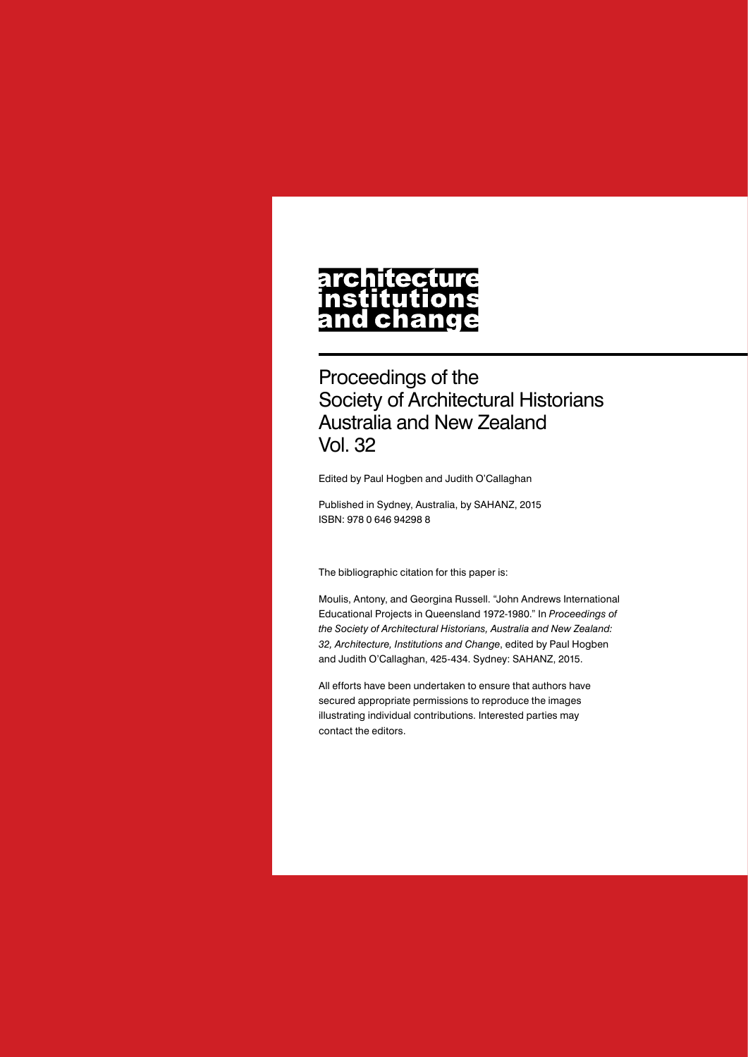# architecture institutions and change

## Proceedings of the Society of Architectural Historians Australia and New Zealand Vol. 32

Edited by Paul Hogben and Judith O'Callaghan

Published in Sydney, Australia, by SAHANZ, 2015
ISBN: 978 0 646 94298 8

The bibliographic citation for this paper is:

Moulis, Antony, and Georgina Russell. "John Andrews International Educational Projects in Queensland 1972-1980." In *Proceedings of the Society of Architectural Historians, Australia and New Zealand: 32, Architecture, Institutions and Change*, edited by Paul Hogben and Judith O'Callaghan, 425-434. Sydney: SAHANZ, 2015.

All efforts have been undertaken to ensure that authors have secured appropriate permissions to reproduce the images illustrating individual contributions. Interested parties may contact the editors.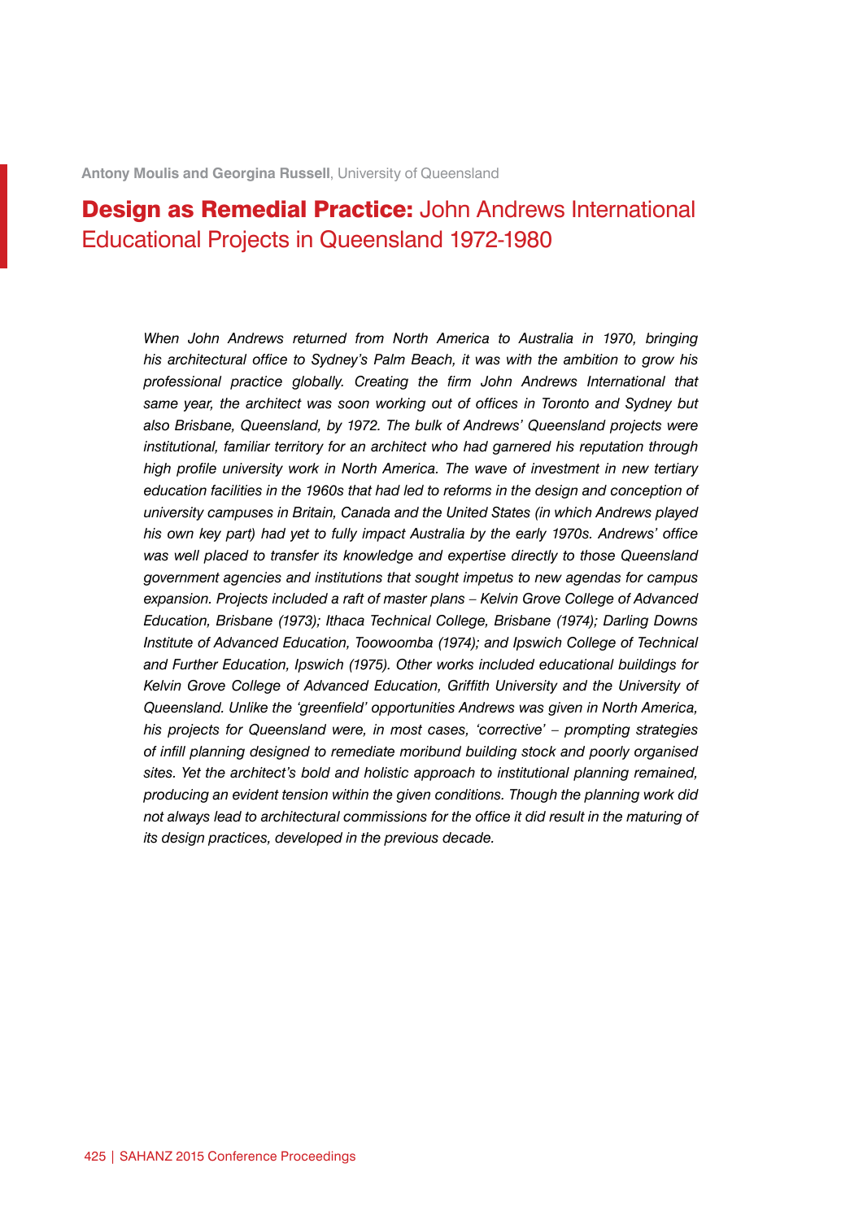**Antony Moulis and Georgina Russell**, University of Queensland

# **Design as Remedial Practice:** John Andrews International Educational Projects in Queensland 1972-1980

*When John Andrews returned from North America to Australia in 1970, bringing his architectural office to Sydney's Palm Beach, it was with the ambition to grow his professional practice globally. Creating the firm John Andrews International that same year, the architect was soon working out of offices in Toronto and Sydney but also Brisbane, Queensland, by 1972. The bulk of Andrews' Queensland projects were institutional, familiar territory for an architect who had garnered his reputation through high profile university work in North America. The wave of investment in new tertiary education facilities in the 1960s that had led to reforms in the design and conception of university campuses in Britain, Canada and the United States (in which Andrews played his own key part) had yet to fully impact Australia by the early 1970s. Andrews' office was well placed to transfer its knowledge and expertise directly to those Queensland government agencies and institutions that sought impetus to new agendas for campus expansion. Projects included a raft of master plans – Kelvin Grove College of Advanced Education, Brisbane (1973); Ithaca Technical College, Brisbane (1974); Darling Downs Institute of Advanced Education, Toowoomba (1974); and Ipswich College of Technical and Further Education, Ipswich (1975). Other works included educational buildings for Kelvin Grove College of Advanced Education, Griffith University and the University of Queensland. Unlike the 'greenfield' opportunities Andrews was given in North America, his projects for Queensland were, in most cases, 'corrective' – prompting strategies of infill planning designed to remediate moribund building stock and poorly organised sites. Yet the architect's bold and holistic approach to institutional planning remained, producing an evident tension within the given conditions. Though the planning work did not always lead to architectural commissions for the office it did result in the maturing of its design practices, developed in the previous decade.*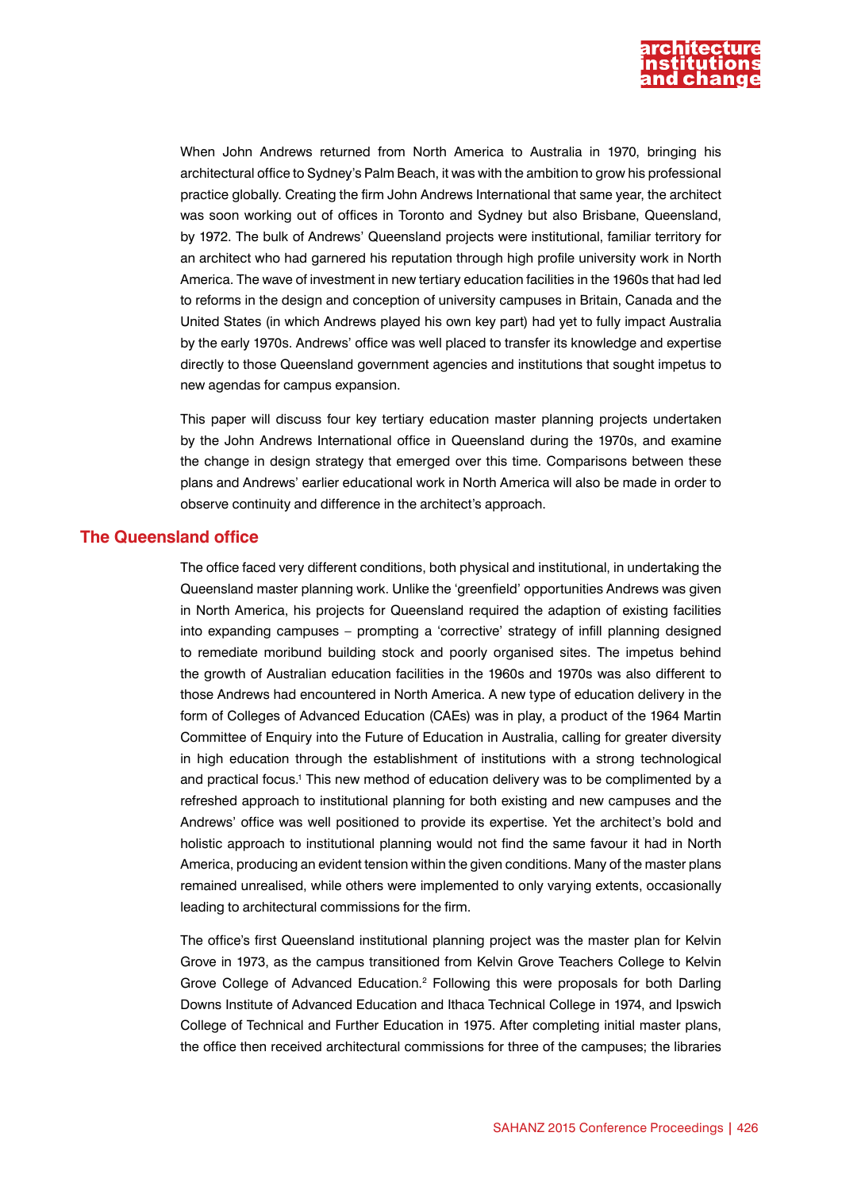When John Andrews returned from North America to Australia in 1970, bringing his architectural office to Sydney's Palm Beach, it was with the ambition to grow his professional practice globally. Creating the firm John Andrews International that same year, the architect was soon working out of offices in Toronto and Sydney but also Brisbane, Queensland, by 1972. The bulk of Andrews' Queensland projects were institutional, familiar territory for an architect who had garnered his reputation through high profile university work in North America. The wave of investment in new tertiary education facilities in the 1960s that had led to reforms in the design and conception of university campuses in Britain, Canada and the United States (in which Andrews played his own key part) had yet to fully impact Australia by the early 1970s. Andrews' office was well placed to transfer its knowledge and expertise directly to those Queensland government agencies and institutions that sought impetus to new agendas for campus expansion.

This paper will discuss four key tertiary education master planning projects undertaken by the John Andrews International office in Queensland during the 1970s, and examine the change in design strategy that emerged over this time. Comparisons between these plans and Andrews' earlier educational work in North America will also be made in order to observe continuity and difference in the architect's approach.

## The Queensland office

The office faced very different conditions, both physical and institutional, in undertaking the Queensland master planning work. Unlike the 'greenfield' opportunities Andrews was given in North America, his projects for Queensland required the adaption of existing facilities into expanding campuses – prompting a 'corrective' strategy of infill planning designed to remediate moribund building stock and poorly organised sites. The impetus behind the growth of Australian education facilities in the 1960s and 1970s was also different to those Andrews had encountered in North America. A new type of education delivery in the form of Colleges of Advanced Education (CAEs) was in play, a product of the 1964 Martin Committee of Enquiry into the Future of Education in Australia, calling for greater diversity in high education through the establishment of institutions with a strong technological and practical focus.[1] This new method of education delivery was to be complimented by a refreshed approach to institutional planning for both existing and new campuses and the Andrews' office was well positioned to provide its expertise. Yet the architect's bold and holistic approach to institutional planning would not find the same favour it had in North America, producing an evident tension within the given conditions. Many of the master plans remained unrealised, while others were implemented to only varying extents, occasionally leading to architectural commissions for the firm.

The office's first Queensland institutional planning project was the master plan for Kelvin Grove in 1973, as the campus transitioned from Kelvin Grove Teachers College to Kelvin Grove College of Advanced Education.[2] Following this were proposals for both Darling Downs Institute of Advanced Education and Ithaca Technical College in 1974, and Ipswich College of Technical and Further Education in 1975. After completing initial master plans, the office then received architectural commissions for three of the campuses; the libraries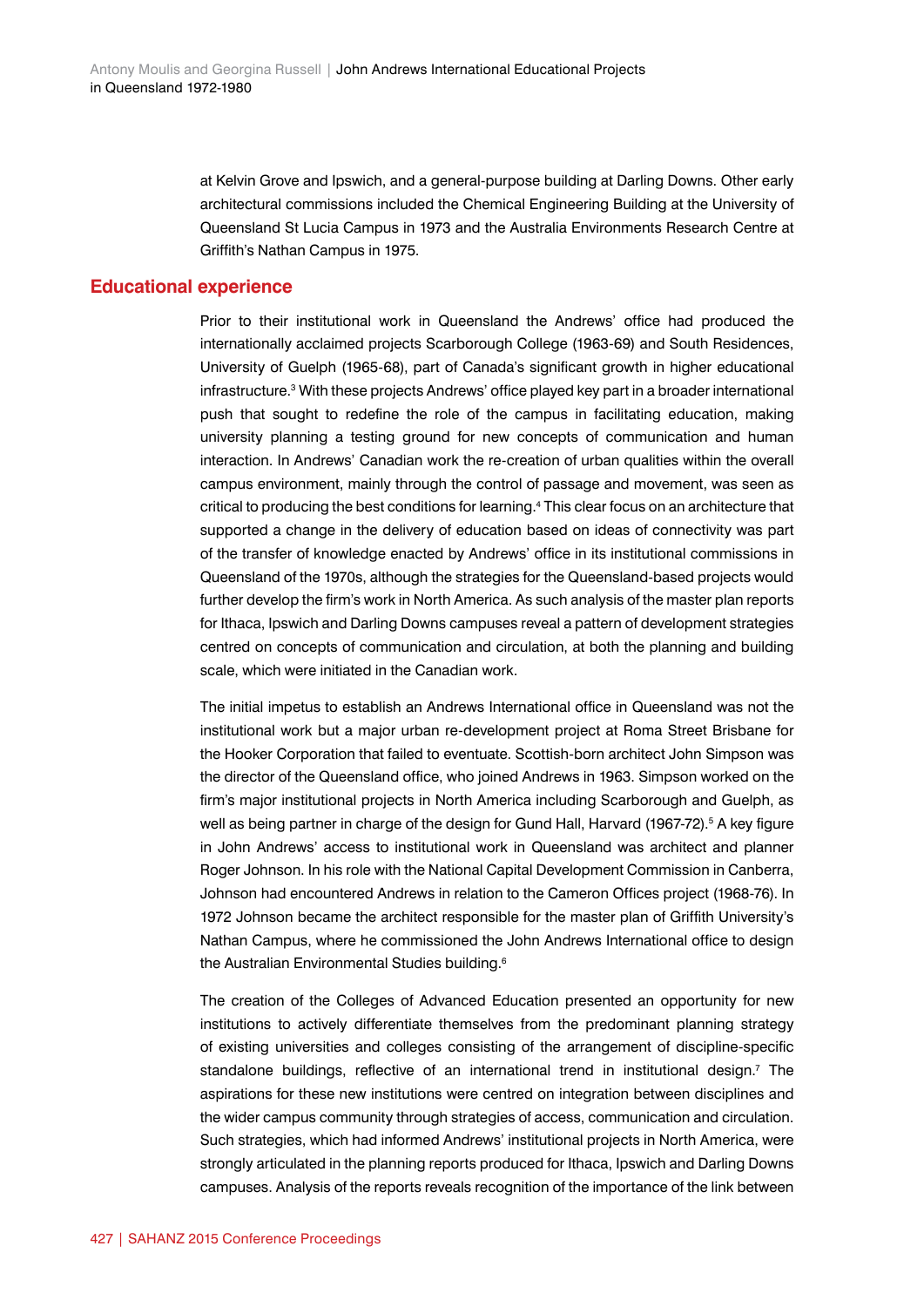at Kelvin Grove and Ipswich, and a general-purpose building at Darling Downs. Other early architectural commissions included the Chemical Engineering Building at the University of Queensland St Lucia Campus in 1973 and the Australia Environments Research Centre at Griffith's Nathan Campus in 1975.

## Educational experience

Prior to their institutional work in Queensland the Andrews' office had produced the internationally acclaimed projects Scarborough College (1963-69) and South Residences, University of Guelph (1965-68), part of Canada's significant growth in higher educational infrastructure.[3] With these projects Andrews' office played key part in a broader international push that sought to redefine the role of the campus in facilitating education, making university planning a testing ground for new concepts of communication and human interaction. In Andrews' Canadian work the re-creation of urban qualities within the overall campus environment, mainly through the control of passage and movement, was seen as critical to producing the best conditions for learning.[4] This clear focus on an architecture that supported a change in the delivery of education based on ideas of connectivity was part of the transfer of knowledge enacted by Andrews' office in its institutional commissions in Queensland of the 1970s, although the strategies for the Queensland-based projects would further develop the firm's work in North America. As such analysis of the master plan reports for Ithaca, Ipswich and Darling Downs campuses reveal a pattern of development strategies centred on concepts of communication and circulation, at both the planning and building scale, which were initiated in the Canadian work.

The initial impetus to establish an Andrews International office in Queensland was not the institutional work but a major urban re-development project at Roma Street Brisbane for the Hooker Corporation that failed to eventuate. Scottish-born architect John Simpson was the director of the Queensland office, who joined Andrews in 1963. Simpson worked on the firm's major institutional projects in North America including Scarborough and Guelph, as well as being partner in charge of the design for Gund Hall, Harvard (1967-72).[5] A key figure in John Andrews' access to institutional work in Queensland was architect and planner Roger Johnson. In his role with the National Capital Development Commission in Canberra, Johnson had encountered Andrews in relation to the Cameron Offices project (1968-76). In 1972 Johnson became the architect responsible for the master plan of Griffith University's Nathan Campus, where he commissioned the John Andrews International office to design the Australian Environmental Studies building.[6]

The creation of the Colleges of Advanced Education presented an opportunity for new institutions to actively differentiate themselves from the predominant planning strategy of existing universities and colleges consisting of the arrangement of discipline-specific standalone buildings, reflective of an international trend in institutional design.[7] The aspirations for these new institutions were centred on integration between disciplines and the wider campus community through strategies of access, communication and circulation. Such strategies, which had informed Andrews' institutional projects in North America, were strongly articulated in the planning reports produced for Ithaca, Ipswich and Darling Downs campuses. Analysis of the reports reveals recognition of the importance of the link between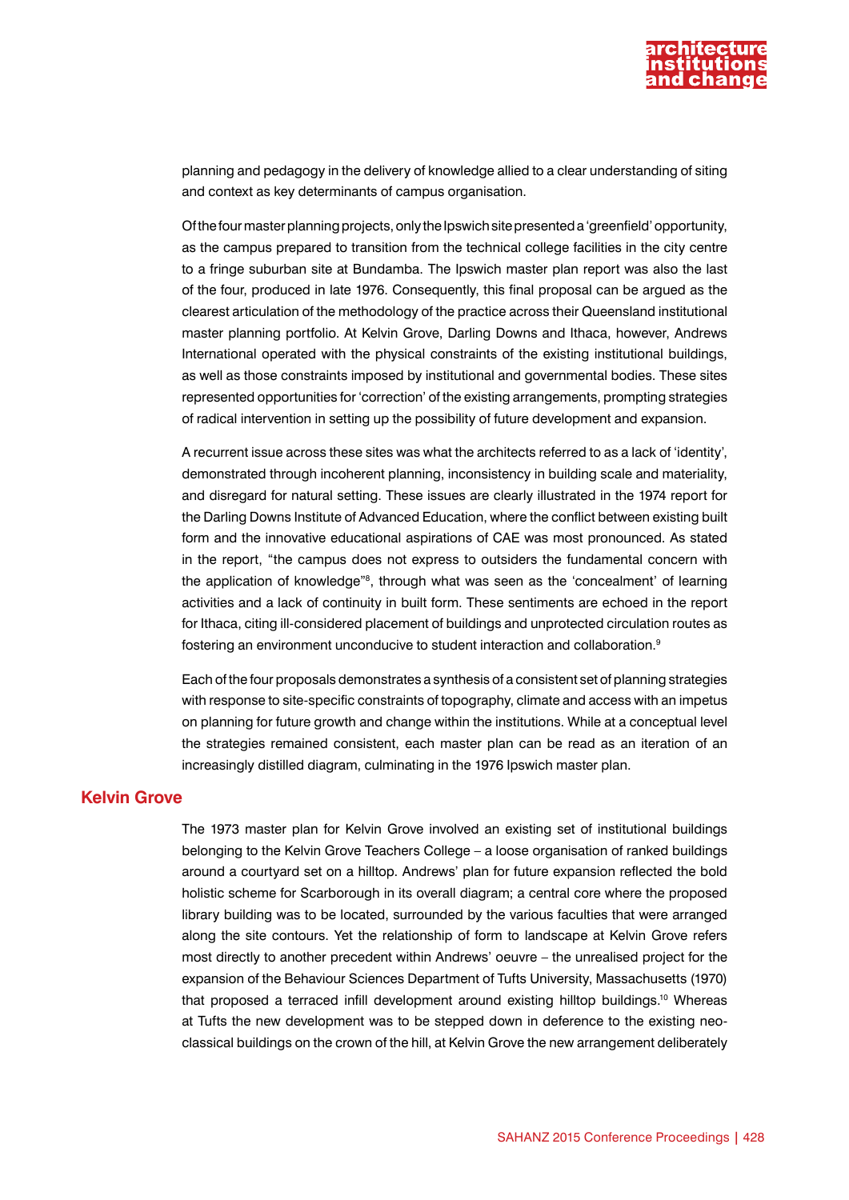planning and pedagogy in the delivery of knowledge allied to a clear understanding of siting and context as key determinants of campus organisation.

Of the four master planning projects, only the Ipswich site presented a 'greenfield' opportunity, as the campus prepared to transition from the technical college facilities in the city centre to a fringe suburban site at Bundamba. The Ipswich master plan report was also the last of the four, produced in late 1976. Consequently, this final proposal can be argued as the clearest articulation of the methodology of the practice across their Queensland institutional master planning portfolio. At Kelvin Grove, Darling Downs and Ithaca, however, Andrews International operated with the physical constraints of the existing institutional buildings, as well as those constraints imposed by institutional and governmental bodies. These sites represented opportunities for 'correction' of the existing arrangements, prompting strategies of radical intervention in setting up the possibility of future development and expansion.

A recurrent issue across these sites was what the architects referred to as a lack of 'identity', demonstrated through incoherent planning, inconsistency in building scale and materiality, and disregard for natural setting. These issues are clearly illustrated in the 1974 report for the Darling Downs Institute of Advanced Education, where the conflict between existing built form and the innovative educational aspirations of CAE was most pronounced. As stated in the report, "the campus does not express to outsiders the fundamental concern with the application of knowledge"[8], through what was seen as the 'concealment' of learning activities and a lack of continuity in built form. These sentiments are echoed in the report for Ithaca, citing ill-considered placement of buildings and unprotected circulation routes as fostering an environment unconducive to student interaction and collaboration.[9]

Each of the four proposals demonstrates a synthesis of a consistent set of planning strategies with response to site-specific constraints of topography, climate and access with an impetus on planning for future growth and change within the institutions. While at a conceptual level the strategies remained consistent, each master plan can be read as an iteration of an increasingly distilled diagram, culminating in the 1976 Ipswich master plan.

## Kelvin Grove

The 1973 master plan for Kelvin Grove involved an existing set of institutional buildings belonging to the Kelvin Grove Teachers College – a loose organisation of ranked buildings around a courtyard set on a hilltop. Andrews' plan for future expansion reflected the bold holistic scheme for Scarborough in its overall diagram; a central core where the proposed library building was to be located, surrounded by the various faculties that were arranged along the site contours. Yet the relationship of form to landscape at Kelvin Grove refers most directly to another precedent within Andrews' oeuvre – the unrealised project for the expansion of the Behaviour Sciences Department of Tufts University, Massachusetts (1970) that proposed a terraced infill development around existing hilltop buildings.[10] Whereas at Tufts the new development was to be stepped down in deference to the existing neo-classical buildings on the crown of the hill, at Kelvin Grove the new arrangement deliberately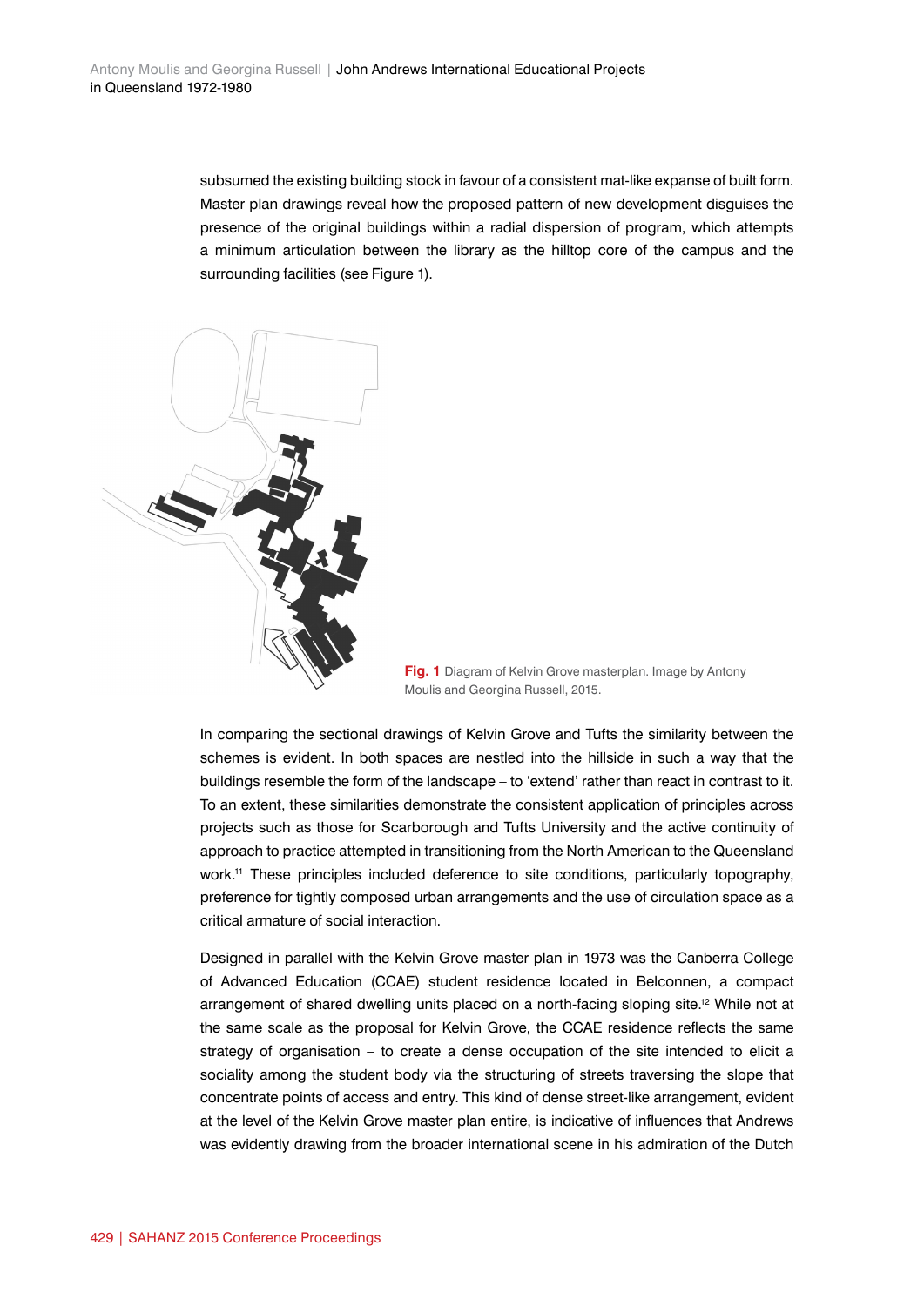subsumed the existing building stock in favour of a consistent mat-like expanse of built form. Master plan drawings reveal how the proposed pattern of new development disguises the presence of the original buildings within a radial dispersion of program, which attempts a minimum articulation between the library as the hilltop core of the campus and the surrounding facilities (see Figure 1).

**Fig. 1** Diagram of Kelvin Grove masterplan. Image by Antony Moulis and Georgina Russell, 2015.

In comparing the sectional drawings of Kelvin Grove and Tufts the similarity between the schemes is evident. In both spaces are nestled into the hillside in such a way that the buildings resemble the form of the landscape – to 'extend' rather than react in contrast to it. To an extent, these similarities demonstrate the consistent application of principles across projects such as those for Scarborough and Tufts University and the active continuity of approach to practice attempted in transitioning from the North American to the Queensland work.[11] These principles included deference to site conditions, particularly topography, preference for tightly composed urban arrangements and the use of circulation space as a critical armature of social interaction.

Designed in parallel with the Kelvin Grove master plan in 1973 was the Canberra College of Advanced Education (CCAE) student residence located in Belconnen, a compact arrangement of shared dwelling units placed on a north-facing sloping site.[12] While not at the same scale as the proposal for Kelvin Grove, the CCAE residence reflects the same strategy of organisation – to create a dense occupation of the site intended to elicit a sociality among the student body via the structuring of streets traversing the slope that concentrate points of access and entry. This kind of dense street-like arrangement, evident at the level of the Kelvin Grove master plan entire, is indicative of influences that Andrews was evidently drawing from the broader international scene in his admiration of the Dutch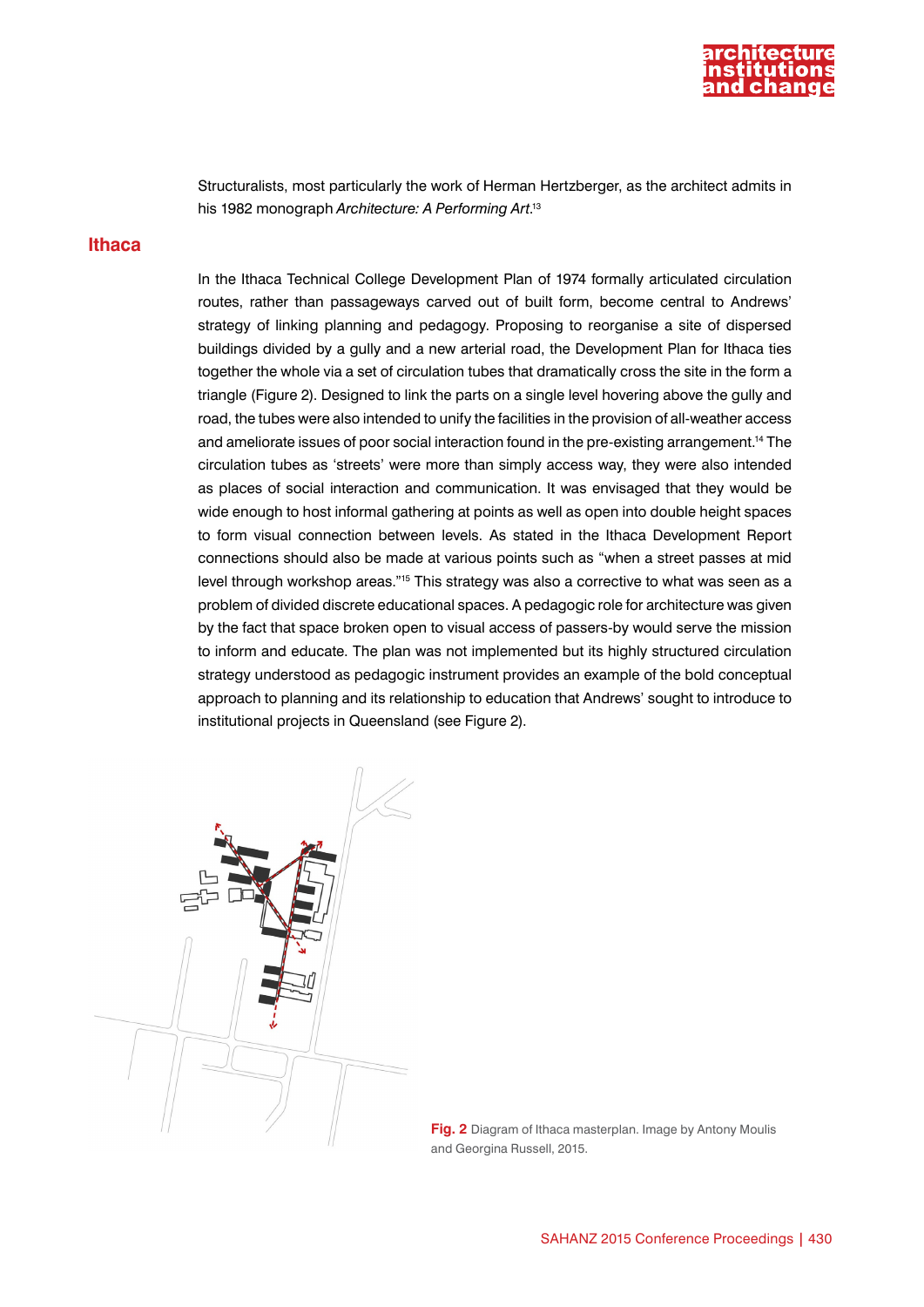Structuralists, most particularly the work of Herman Hertzberger, as the architect admits in his 1982 monograph *Architecture: A Performing Art*.[13]

## Ithaca

In the Ithaca Technical College Development Plan of 1974 formally articulated circulation routes, rather than passageways carved out of built form, become central to Andrews' strategy of linking planning and pedagogy. Proposing to reorganise a site of dispersed buildings divided by a gully and a new arterial road, the Development Plan for Ithaca ties together the whole via a set of circulation tubes that dramatically cross the site in the form a triangle (Figure 2). Designed to link the parts on a single level hovering above the gully and road, the tubes were also intended to unify the facilities in the provision of all-weather access and ameliorate issues of poor social interaction found in the pre-existing arrangement.[14] The circulation tubes as 'streets' were more than simply access way, they were also intended as places of social interaction and communication. It was envisaged that they would be wide enough to host informal gathering at points as well as open into double height spaces to form visual connection between levels. As stated in the Ithaca Development Report connections should also be made at various points such as "when a street passes at mid level through workshop areas."[15] This strategy was also a corrective to what was seen as a problem of divided discrete educational spaces. A pedagogic role for architecture was given by the fact that space broken open to visual access of passers-by would serve the mission to inform and educate. The plan was not implemented but its highly structured circulation strategy understood as pedagogic instrument provides an example of the bold conceptual approach to planning and its relationship to education that Andrews' sought to introduce to institutional projects in Queensland (see Figure 2).

**Fig. 2** Diagram of Ithaca masterplan. Image by Antony Moulis and Georgina Russell, 2015.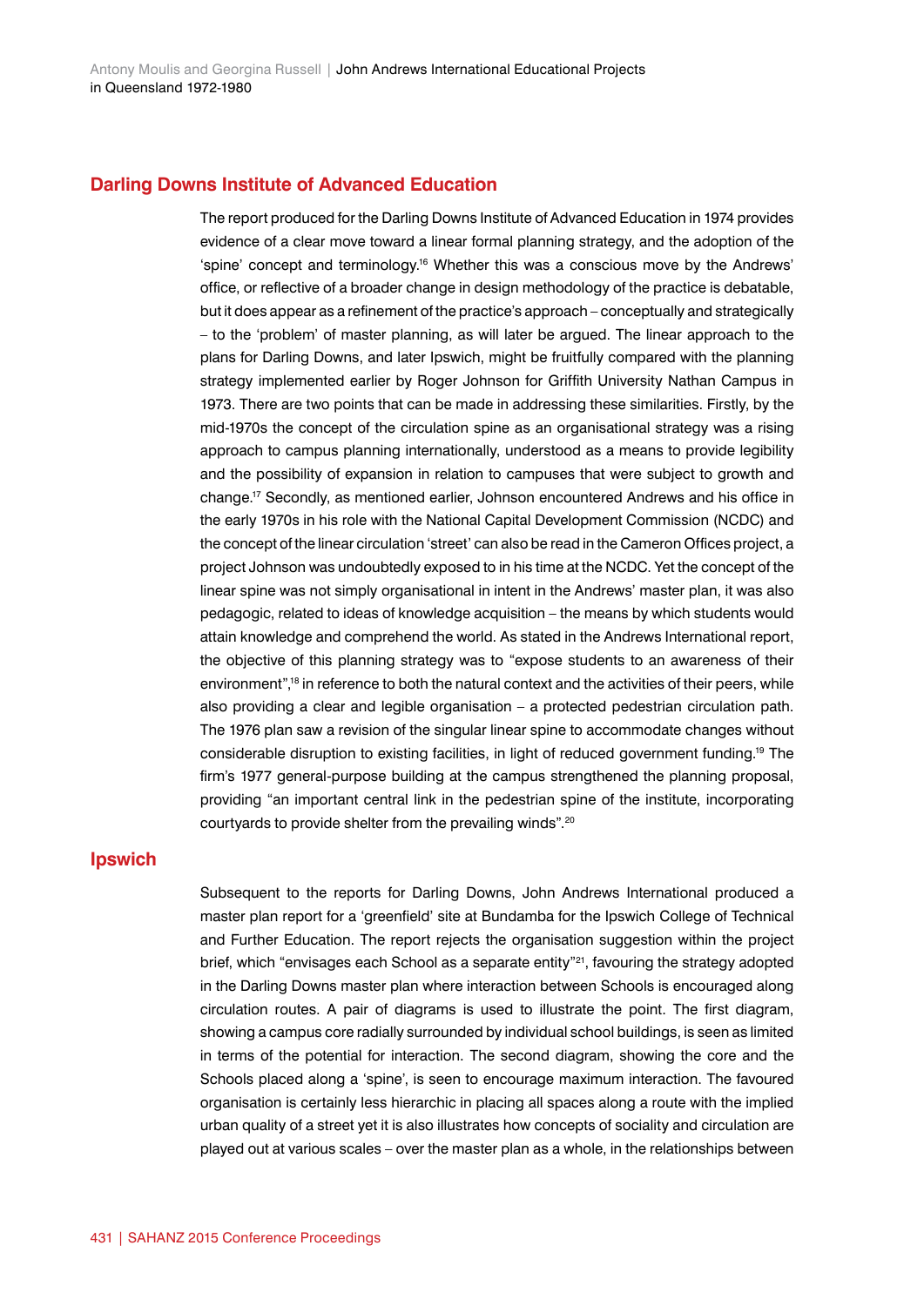## Darling Downs Institute of Advanced Education

The report produced for the Darling Downs Institute of Advanced Education in 1974 provides evidence of a clear move toward a linear formal planning strategy, and the adoption of the 'spine' concept and terminology.[16] Whether this was a conscious move by the Andrews' office, or reflective of a broader change in design methodology of the practice is debatable, but it does appear as a refinement of the practice's approach – conceptually and strategically – to the 'problem' of master planning, as will later be argued. The linear approach to the plans for Darling Downs, and later Ipswich, might be fruitfully compared with the planning strategy implemented earlier by Roger Johnson for Griffith University Nathan Campus in 1973. There are two points that can be made in addressing these similarities. Firstly, by the mid-1970s the concept of the circulation spine as an organisational strategy was a rising approach to campus planning internationally, understood as a means to provide legibility and the possibility of expansion in relation to campuses that were subject to growth and change.[17] Secondly, as mentioned earlier, Johnson encountered Andrews and his office in the early 1970s in his role with the National Capital Development Commission (NCDC) and the concept of the linear circulation 'street' can also be read in the Cameron Offices project, a project Johnson was undoubtedly exposed to in his time at the NCDC. Yet the concept of the linear spine was not simply organisational in intent in the Andrews' master plan, it was also pedagogic, related to ideas of knowledge acquisition – the means by which students would attain knowledge and comprehend the world. As stated in the Andrews International report, the objective of this planning strategy was to "expose students to an awareness of their environment",[18] in reference to both the natural context and the activities of their peers, while also providing a clear and legible organisation – a protected pedestrian circulation path. The 1976 plan saw a revision of the singular linear spine to accommodate changes without considerable disruption to existing facilities, in light of reduced government funding.[19] The firm's 1977 general-purpose building at the campus strengthened the planning proposal, providing "an important central link in the pedestrian spine of the institute, incorporating courtyards to provide shelter from the prevailing winds".[20]

## Ipswich

Subsequent to the reports for Darling Downs, John Andrews International produced a master plan report for a 'greenfield' site at Bundamba for the Ipswich College of Technical and Further Education. The report rejects the organisation suggestion within the project brief, which "envisages each School as a separate entity"[21], favouring the strategy adopted in the Darling Downs master plan where interaction between Schools is encouraged along circulation routes. A pair of diagrams is used to illustrate the point. The first diagram, showing a campus core radially surrounded by individual school buildings, is seen as limited in terms of the potential for interaction. The second diagram, showing the core and the Schools placed along a 'spine', is seen to encourage maximum interaction. The favoured organisation is certainly less hierarchic in placing all spaces along a route with the implied urban quality of a street yet it is also illustrates how concepts of sociality and circulation are played out at various scales – over the master plan as a whole, in the relationships between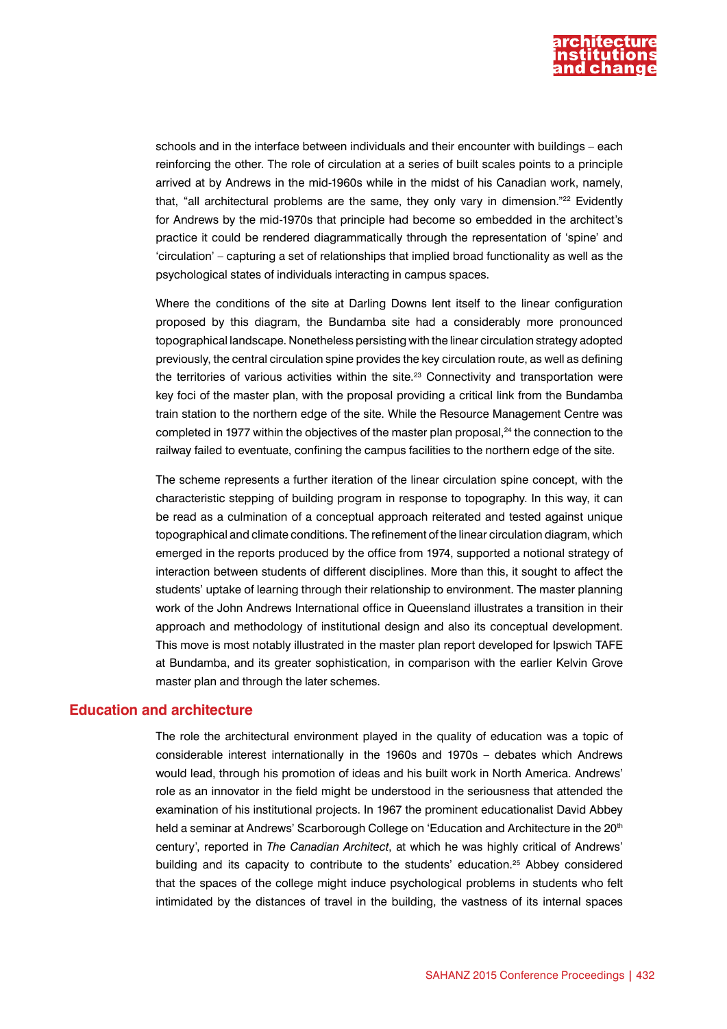schools and in the interface between individuals and their encounter with buildings – each reinforcing the other. The role of circulation at a series of built scales points to a principle arrived at by Andrews in the mid-1960s while in the midst of his Canadian work, namely, that, "all architectural problems are the same, they only vary in dimension."[22] Evidently for Andrews by the mid-1970s that principle had become so embedded in the architect's practice it could be rendered diagrammatically through the representation of 'spine' and 'circulation' – capturing a set of relationships that implied broad functionality as well as the psychological states of individuals interacting in campus spaces.

Where the conditions of the site at Darling Downs lent itself to the linear configuration proposed by this diagram, the Bundamba site had a considerably more pronounced topographical landscape. Nonetheless persisting with the linear circulation strategy adopted previously, the central circulation spine provides the key circulation route, as well as defining the territories of various activities within the site.[23] Connectivity and transportation were key foci of the master plan, with the proposal providing a critical link from the Bundamba train station to the northern edge of the site. While the Resource Management Centre was completed in 1977 within the objectives of the master plan proposal,[24] the connection to the railway failed to eventuate, confining the campus facilities to the northern edge of the site.

The scheme represents a further iteration of the linear circulation spine concept, with the characteristic stepping of building program in response to topography. In this way, it can be read as a culmination of a conceptual approach reiterated and tested against unique topographical and climate conditions. The refinement of the linear circulation diagram, which emerged in the reports produced by the office from 1974, supported a notional strategy of interaction between students of different disciplines. More than this, it sought to affect the students' uptake of learning through their relationship to environment. The master planning work of the John Andrews International office in Queensland illustrates a transition in their approach and methodology of institutional design and also its conceptual development. This move is most notably illustrated in the master plan report developed for Ipswich TAFE at Bundamba, and its greater sophistication, in comparison with the earlier Kelvin Grove master plan and through the later schemes.

## Education and architecture

The role the architectural environment played in the quality of education was a topic of considerable interest internationally in the 1960s and 1970s – debates which Andrews would lead, through his promotion of ideas and his built work in North America. Andrews' role as an innovator in the field might be understood in the seriousness that attended the examination of his institutional projects. In 1967 the prominent educationalist David Abbey held a seminar at Andrews' Scarborough College on 'Education and Architecture in the 20th century', reported in *The Canadian Architect*, at which he was highly critical of Andrews' building and its capacity to contribute to the students' education.[25] Abbey considered that the spaces of the college might induce psychological problems in students who felt intimidated by the distances of travel in the building, the vastness of its internal spaces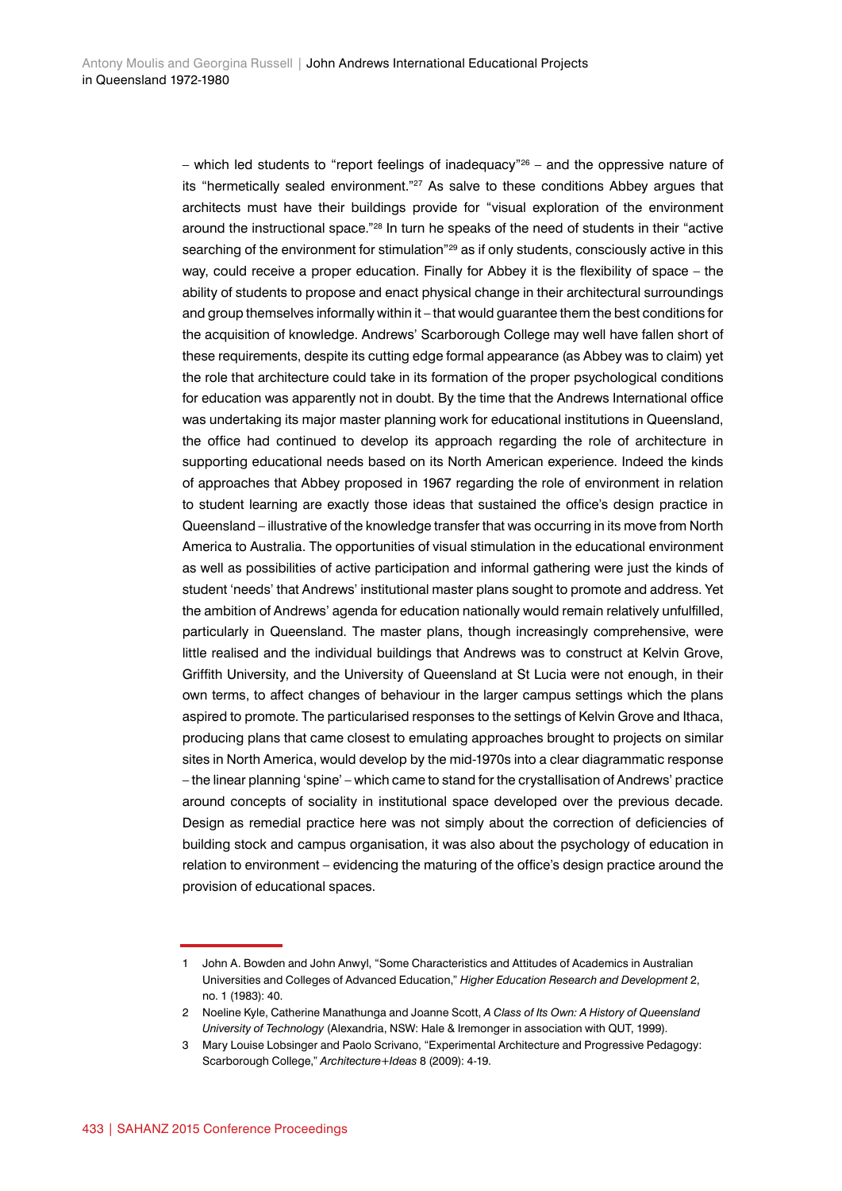– which led students to "report feelings of inadequacy"[26] – and the oppressive nature of its "hermetically sealed environment."[27] As salve to these conditions Abbey argues that architects must have their buildings provide for "visual exploration of the environment around the instructional space."[28] In turn he speaks of the need of students in their "active searching of the environment for stimulation"[29] as if only students, consciously active in this way, could receive a proper education. Finally for Abbey it is the flexibility of space – the ability of students to propose and enact physical change in their architectural surroundings and group themselves informally within it – that would guarantee them the best conditions for the acquisition of knowledge. Andrews' Scarborough College may well have fallen short of these requirements, despite its cutting edge formal appearance (as Abbey was to claim) yet the role that architecture could take in its formation of the proper psychological conditions for education was apparently not in doubt. By the time that the Andrews International office was undertaking its major master planning work for educational institutions in Queensland, the office had continued to develop its approach regarding the role of architecture in supporting educational needs based on its North American experience. Indeed the kinds of approaches that Abbey proposed in 1967 regarding the role of environment in relation to student learning are exactly those ideas that sustained the office's design practice in Queensland – illustrative of the knowledge transfer that was occurring in its move from North America to Australia. The opportunities of visual stimulation in the educational environment as well as possibilities of active participation and informal gathering were just the kinds of student 'needs' that Andrews' institutional master plans sought to promote and address. Yet the ambition of Andrews' agenda for education nationally would remain relatively unfulfilled, particularly in Queensland. The master plans, though increasingly comprehensive, were little realised and the individual buildings that Andrews was to construct at Kelvin Grove, Griffith University, and the University of Queensland at St Lucia were not enough, in their own terms, to affect changes of behaviour in the larger campus settings which the plans aspired to promote. The particularised responses to the settings of Kelvin Grove and Ithaca, producing plans that came closest to emulating approaches brought to projects on similar sites in North America, would develop by the mid-1970s into a clear diagrammatic response – the linear planning 'spine' – which came to stand for the crystallisation of Andrews' practice around concepts of sociality in institutional space developed over the previous decade. Design as remedial practice here was not simply about the correction of deficiencies of building stock and campus organisation, it was also about the psychology of education in relation to environment – evidencing the maturing of the office's design practice around the provision of educational spaces.

---

1 John A. Bowden and John Anwyl, "Some Characteristics and Attitudes of Academics in Australian Universities and Colleges of Advanced Education," *Higher Education Research and Development* 2, no. 1 (1983): 40.

2 Noeline Kyle, Catherine Manathunga and Joanne Scott, *A Class of Its Own: A History of Queensland University of Technology* (Alexandria, NSW: Hale & Iremonger in association with QUT, 1999).

3 Mary Louise Lobsinger and Paolo Scrivano, "Experimental Architecture and Progressive Pedagogy: Scarborough College," *Architecture+Ideas* 8 (2009): 4-19.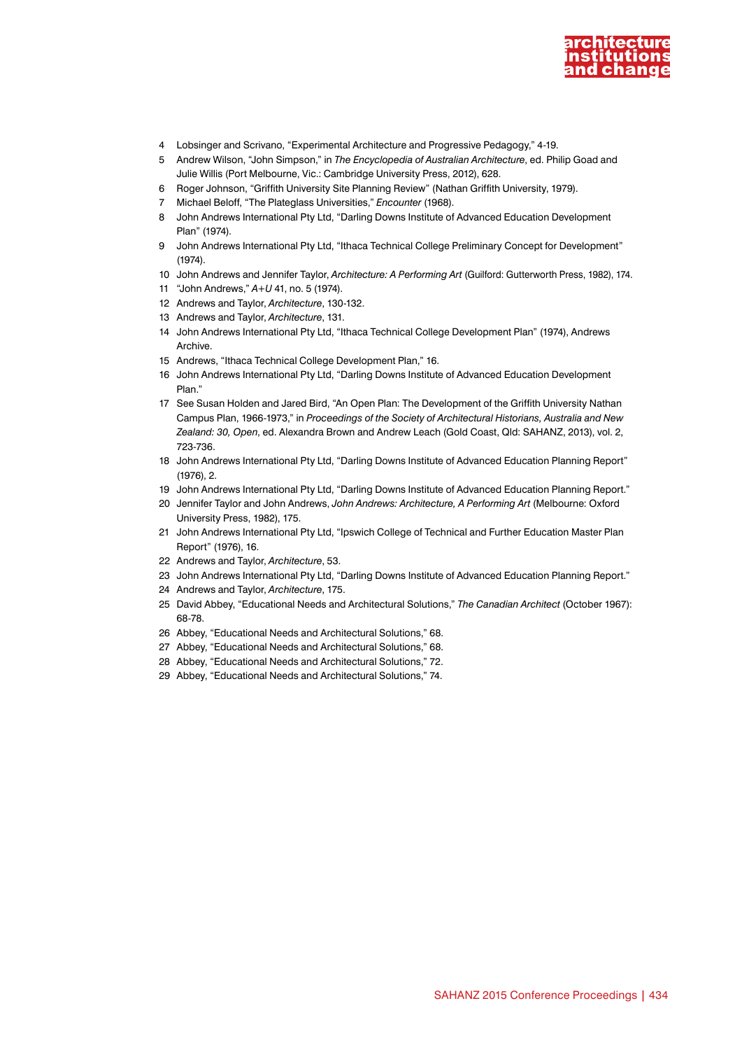4 Lobsinger and Scrivano, "Experimental Architecture and Progressive Pedagogy," 4-19.

5 Andrew Wilson, "John Simpson," in *The Encyclopedia of Australian Architecture*, ed. Philip Goad and Julie Willis (Port Melbourne, Vic.: Cambridge University Press, 2012), 628.

6 Roger Johnson, "Griffith University Site Planning Review" (Nathan Griffith University, 1979).

7 Michael Beloff, "The Plateglass Universities," *Encounter* (1968).

8 John Andrews International Pty Ltd, "Darling Downs Institute of Advanced Education Development Plan" (1974).

9 John Andrews International Pty Ltd, "Ithaca Technical College Preliminary Concept for Development" (1974).

10 John Andrews and Jennifer Taylor, *Architecture: A Performing Art* (Guilford: Gutterworth Press, 1982), 174.

11 "John Andrews," *A+U* 41, no. 5 (1974).

12 Andrews and Taylor, *Architecture*, 130-132.

13 Andrews and Taylor, *Architecture*, 131.

14 John Andrews International Pty Ltd, "Ithaca Technical College Development Plan" (1974), Andrews Archive.

15 Andrews, "Ithaca Technical College Development Plan," 16.

16 John Andrews International Pty Ltd, "Darling Downs Institute of Advanced Education Development Plan."

17 See Susan Holden and Jared Bird, "An Open Plan: The Development of the Griffith University Nathan Campus Plan, 1966-1973," in *Proceedings of the Society of Architectural Historians, Australia and New Zealand: 30, Open*, ed. Alexandra Brown and Andrew Leach (Gold Coast, Qld: SAHANZ, 2013), vol. 2, 723-736.

18 John Andrews International Pty Ltd, "Darling Downs Institute of Advanced Education Planning Report" (1976), 2.

19 John Andrews International Pty Ltd, "Darling Downs Institute of Advanced Education Planning Report."

20 Jennifer Taylor and John Andrews, *John Andrews: Architecture, A Performing Art* (Melbourne: Oxford University Press, 1982), 175.

21 John Andrews International Pty Ltd, "Ipswich College of Technical and Further Education Master Plan Report" (1976), 16.

22 Andrews and Taylor, *Architecture*, 53.

23 John Andrews International Pty Ltd, "Darling Downs Institute of Advanced Education Planning Report."

24 Andrews and Taylor, *Architecture*, 175.

25 David Abbey, "Educational Needs and Architectural Solutions," *The Canadian Architect* (October 1967): 68-78.

26 Abbey, "Educational Needs and Architectural Solutions," 68.

27 Abbey, "Educational Needs and Architectural Solutions," 68.

28 Abbey, "Educational Needs and Architectural Solutions," 72.

29 Abbey, "Educational Needs and Architectural Solutions," 74.